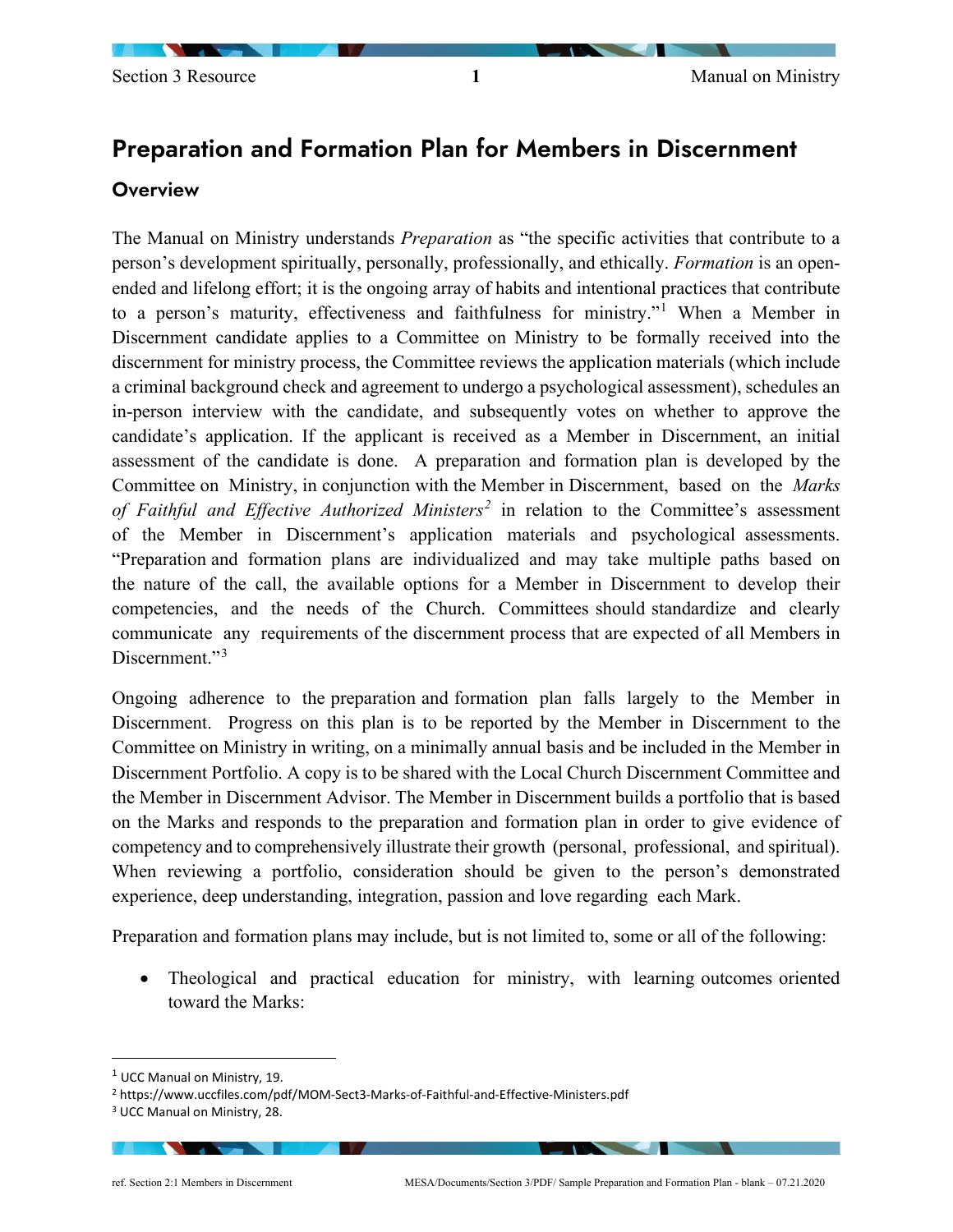# Preparation and Formation Plan for Members in Discernment

## Overview

The Manual on Ministry understands *Preparation* as "the specific activities that contribute to a person's development spiritually, personally, professionally, and ethically. *Formation* is an open-ended and lifelong effort; it is the ongoing array of habits and intentional practices that contribute to a person's maturity, effectiveness and faithfulness for ministry."[1] When a Member in Discernment candidate applies to a Committee on Ministry to be formally received into the discernment for ministry process, the Committee reviews the application materials (which include a criminal background check and agreement to undergo a psychological assessment), schedules an in-person interview with the candidate, and subsequently votes on whether to approve the candidate's application. If the applicant is received as a Member in Discernment, an initial assessment of the candidate is done. A preparation and formation plan is developed by the Committee on Ministry, in conjunction with the Member in Discernment, based on the *Marks of Faithful and Effective Authorized Ministers*[2] in relation to the Committee's assessment of the Member in Discernment's application materials and psychological assessments. "Preparation and formation plans are individualized and may take multiple paths based on the nature of the call, the available options for a Member in Discernment to develop their competencies, and the needs of the Church. Committees should standardize and clearly communicate any requirements of the discernment process that are expected of all Members in Discernment."[3]

Ongoing adherence to the preparation and formation plan falls largely to the Member in Discernment. Progress on this plan is to be reported by the Member in Discernment to the Committee on Ministry in writing, on a minimally annual basis and be included in the Member in Discernment Portfolio. A copy is to be shared with the Local Church Discernment Committee and the Member in Discernment Advisor. The Member in Discernment builds a portfolio that is based on the Marks and responds to the preparation and formation plan in order to give evidence of competency and to comprehensively illustrate their growth (personal, professional, and spiritual). When reviewing a portfolio, consideration should be given to the person's demonstrated experience, deep understanding, integration, passion and love regarding each Mark.

Preparation and formation plans may include, but is not limited to, some or all of the following:

- Theological and practical education for ministry, with learning outcomes oriented toward the Marks:

---

[1] UCC Manual on Ministry, 19.
[2] https://www.uccfiles.com/pdf/MOM-Sect3-Marks-of-Faithful-and-Effective-Ministers.pdf
[3] UCC Manual on Ministry, 28.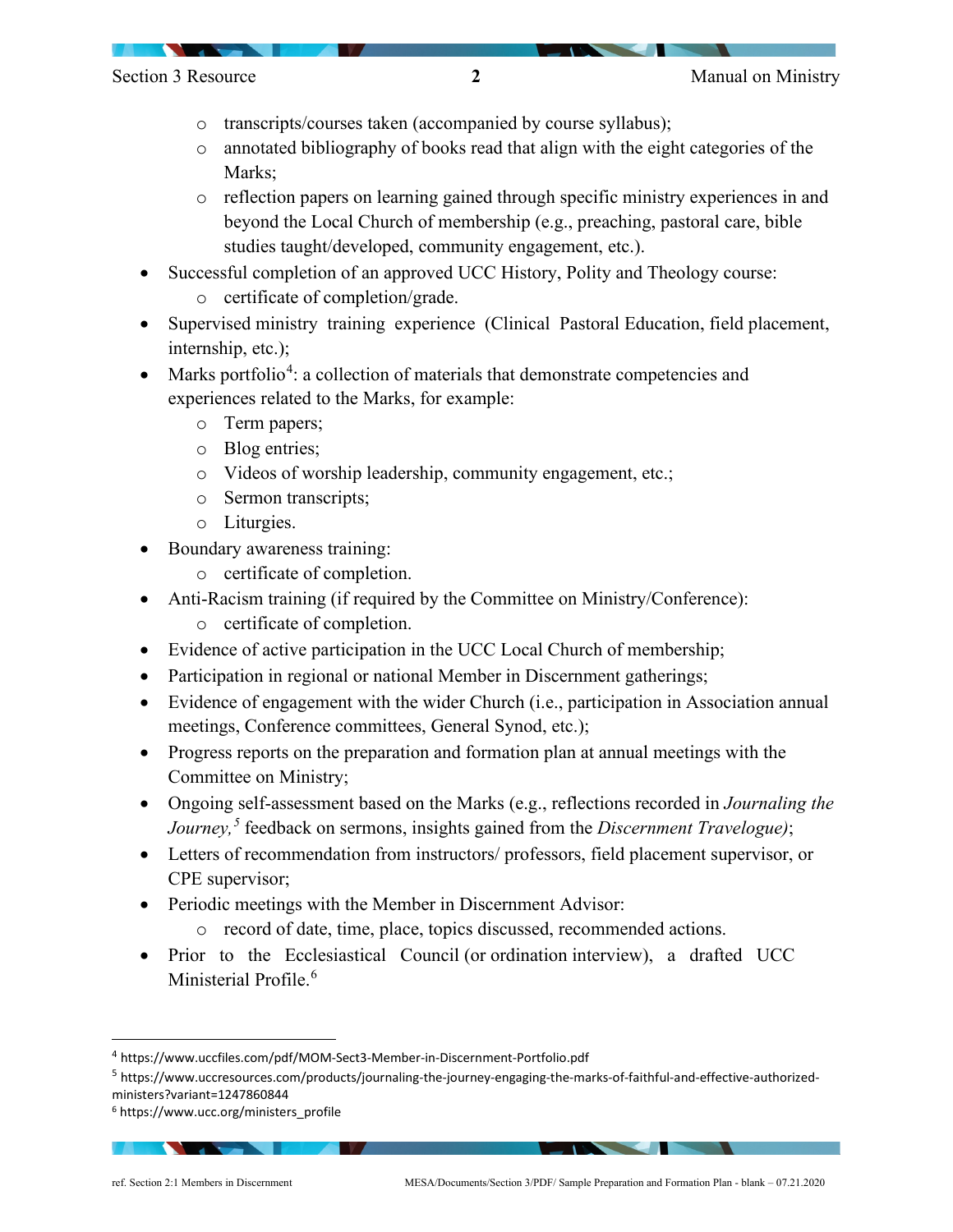- transcripts/courses taken (accompanied by course syllabus);
    - annotated bibliography of books read that align with the eight categories of the Marks;
    - reflection papers on learning gained through specific ministry experiences in and beyond the Local Church of membership (e.g., preaching, pastoral care, bible studies taught/developed, community engagement, etc.).
- Successful completion of an approved UCC History, Polity and Theology course:
    - certificate of completion/grade.
- Supervised ministry training experience (Clinical Pastoral Education, field placement, internship, etc.);
- Marks portfolio[4]: a collection of materials that demonstrate competencies and experiences related to the Marks, for example:
    - Term papers;
    - Blog entries;
    - Videos of worship leadership, community engagement, etc.;
    - Sermon transcripts;
    - Liturgies.
- Boundary awareness training:
    - certificate of completion.
- Anti-Racism training (if required by the Committee on Ministry/Conference):
    - certificate of completion.
- Evidence of active participation in the UCC Local Church of membership;
- Participation in regional or national Member in Discernment gatherings;
- Evidence of engagement with the wider Church (i.e., participation in Association annual meetings, Conference committees, General Synod, etc.);
- Progress reports on the preparation and formation plan at annual meetings with the Committee on Ministry;
- Ongoing self-assessment based on the Marks (e.g., reflections recorded in *Journaling the Journey,*[5] feedback on sermons, insights gained from the *Discernment Travelogue)*;
- Letters of recommendation from instructors/ professors, field placement supervisor, or CPE supervisor;
- Periodic meetings with the Member in Discernment Advisor:
    - record of date, time, place, topics discussed, recommended actions.
- Prior to the Ecclesiastical Council (or ordination interview), a drafted UCC Ministerial Profile.[6]

---

[4] https://www.uccfiles.com/pdf/MOM-Sect3-Member-in-Discernment-Portfolio.pdf

[5] https://www.uccresources.com/products/journaling-the-journey-engaging-the-marks-of-faithful-and-effective-authorized-ministers?variant=1247860844

[6] https://www.ucc.org/ministers_profile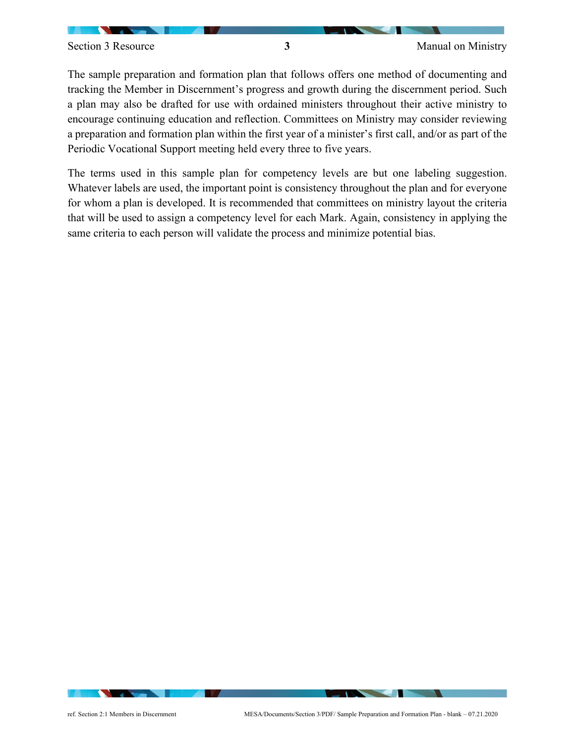The sample preparation and formation plan that follows offers one method of documenting and tracking the Member in Discernment's progress and growth during the discernment period. Such a plan may also be drafted for use with ordained ministers throughout their active ministry to encourage continuing education and reflection. Committees on Ministry may consider reviewing a preparation and formation plan within the first year of a minister's first call, and/or as part of the Periodic Vocational Support meeting held every three to five years.

The terms used in this sample plan for competency levels are but one labeling suggestion. Whatever labels are used, the important point is consistency throughout the plan and for everyone for whom a plan is developed. It is recommended that committees on ministry layout the criteria that will be used to assign a competency level for each Mark. Again, consistency in applying the same criteria to each person will validate the process and minimize potential bias.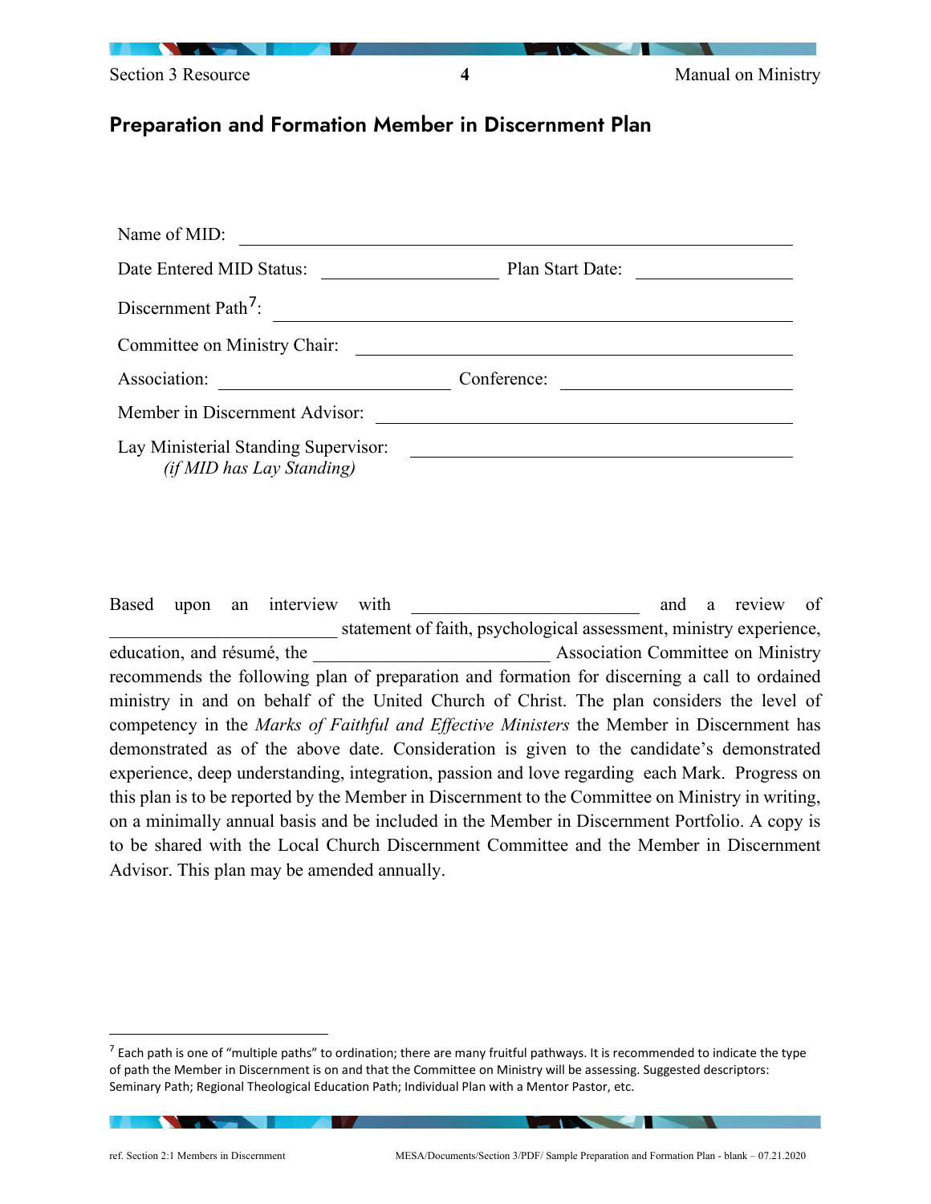## Preparation and Formation Member in Discernment Plan

Name of MID: ______________________________________________

Date Entered MID Status: ____________________ Plan Start Date: ______________

Discernment Path[7]: ______________________________________________

Committee on Ministry Chair: ______________________________________________

Association: ________________________ Conference: ________________________

Member in Discernment Advisor: ______________________________________________

Lay Ministerial Standing Supervisor: ______________________________________________
*(if MID has Lay Standing)*

Based upon an interview with ________________________ and a review of ________________________ statement of faith, psychological assessment, ministry experience, education, and résumé, the ________________________ Association Committee on Ministry recommends the following plan of preparation and formation for discerning a call to ordained ministry in and on behalf of the United Church of Christ. The plan considers the level of competency in the *Marks of Faithful and Effective Ministers* the Member in Discernment has demonstrated as of the above date. Consideration is given to the candidate's demonstrated experience, deep understanding, integration, passion and love regarding each Mark. Progress on this plan is to be reported by the Member in Discernment to the Committee on Ministry in writing, on a minimally annual basis and be included in the Member in Discernment Portfolio. A copy is to be shared with the Local Church Discernment Committee and the Member in Discernment Advisor. This plan may be amended annually.

---

[7] Each path is one of "multiple paths" to ordination; there are many fruitful pathways. It is recommended to indicate the type of path the Member in Discernment is on and that the Committee on Ministry will be assessing. Suggested descriptors: Seminary Path; Regional Theological Education Path; Individual Plan with a Mentor Pastor, etc.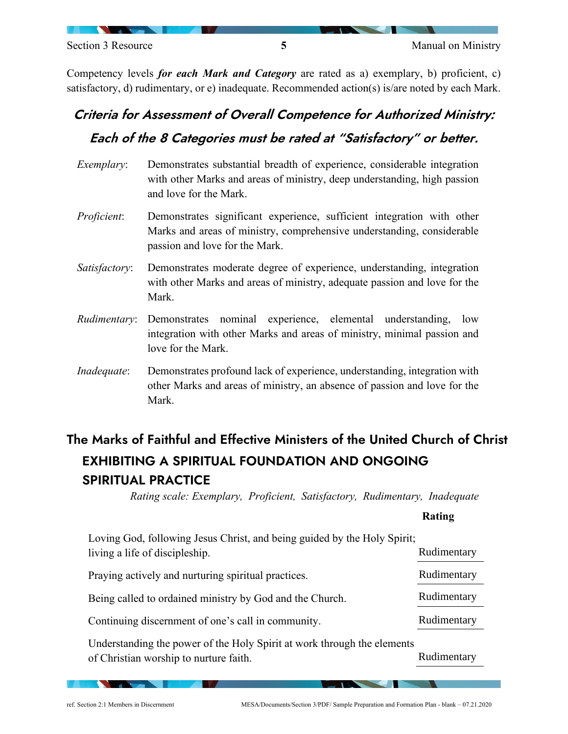Competency levels ***for each Mark and Category*** are rated as a) exemplary, b) proficient, c) satisfactory, d) rudimentary, or e) inadequate. Recommended action(s) is/are noted by each Mark.

## *Criteria for Assessment of Overall Competence for Authorized Ministry: Each of the 8 Categories must be rated at "Satisfactory" or better.*

*Exemplary*: Demonstrates substantial breadth of experience, considerable integration with other Marks and areas of ministry, deep understanding, high passion and love for the Mark.

*Proficient*: Demonstrates significant experience, sufficient integration with other Marks and areas of ministry, comprehensive understanding, considerable passion and love for the Mark.

*Satisfactory*: Demonstrates moderate degree of experience, understanding, integration with other Marks and areas of ministry, adequate passion and love for the Mark.

*Rudimentary*: Demonstrates nominal experience, elemental understanding, low integration with other Marks and areas of ministry, minimal passion and love for the Mark.

*Inadequate*: Demonstrates profound lack of experience, understanding, integration with other Marks and areas of ministry, an absence of passion and love for the Mark.

## The Marks of Faithful and Effective Ministers of the United Church of Christ

### EXHIBITING A SPIRITUAL FOUNDATION AND ONGOING SPIRITUAL PRACTICE

*Rating scale: Exemplary, Proficient, Satisfactory, Rudimentary, Inadequate*

| | Rating |
|---|---|
| Loving God, following Jesus Christ, and being guided by the Holy Spirit; living a life of discipleship. | Rudimentary |
| Praying actively and nurturing spiritual practices. | Rudimentary |
| Being called to ordained ministry by God and the Church. | Rudimentary |
| Continuing discernment of one's call in community. | Rudimentary |
| Understanding the power of the Holy Spirit at work through the elements of Christian worship to nurture faith. | Rudimentary |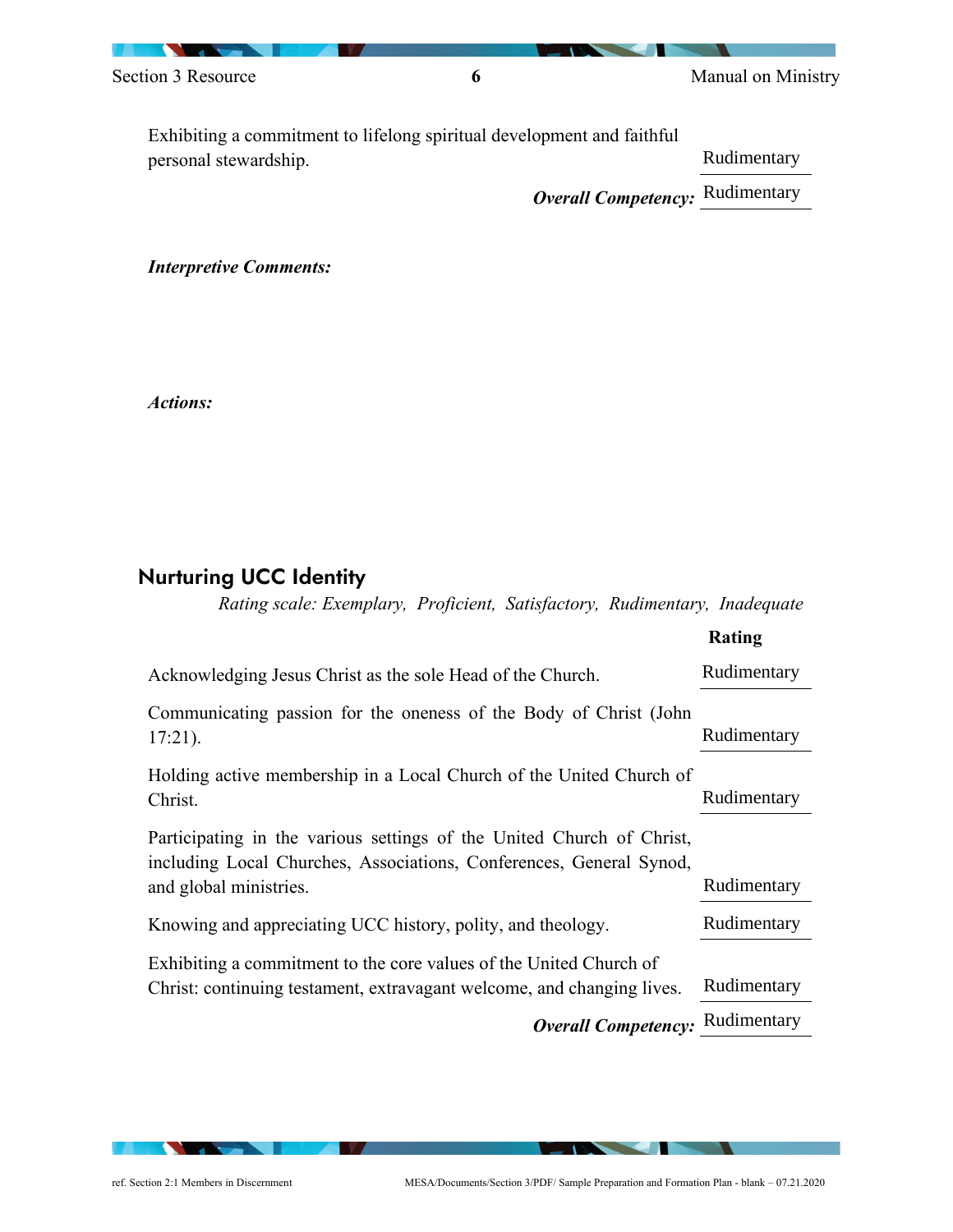| | |
|---|---|
| Exhibiting a commitment to lifelong spiritual development and faithful personal stewardship. | Rudimentary |
| ***Overall Competency:*** | Rudimentary |

***Interpretive Comments:***

***Actions:***

## Nurturing UCC Identity

*Rating scale: Exemplary, Proficient, Satisfactory, Rudimentary, Inadequate*

| | **Rating** |
|---|---|
| Acknowledging Jesus Christ as the sole Head of the Church. | Rudimentary |
| Communicating passion for the oneness of the Body of Christ (John 17:21). | Rudimentary |
| Holding active membership in a Local Church of the United Church of Christ. | Rudimentary |
| Participating in the various settings of the United Church of Christ, including Local Churches, Associations, Conferences, General Synod, and global ministries. | Rudimentary |
| Knowing and appreciating UCC history, polity, and theology. | Rudimentary |
| Exhibiting a commitment to the core values of the United Church of Christ: continuing testament, extravagant welcome, and changing lives. | Rudimentary |
| ***Overall Competency:*** | Rudimentary |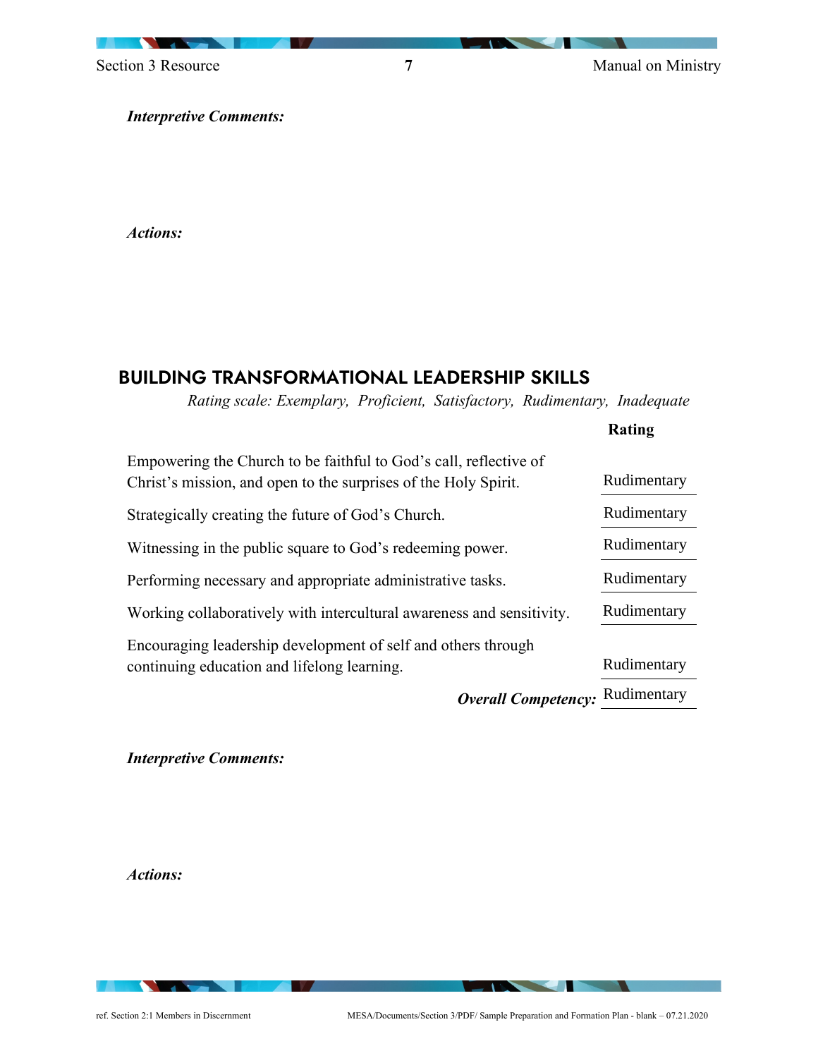***Interpretive Comments:***

***Actions:***

## BUILDING TRANSFORMATIONAL LEADERSHIP SKILLS

*Rating scale: Exemplary, Proficient, Satisfactory, Rudimentary, Inadequate*

| | Rating |
|---|---|
| Empowering the Church to be faithful to God's call, reflective of Christ's mission, and open to the surprises of the Holy Spirit. | Rudimentary |
| Strategically creating the future of God's Church. | Rudimentary |
| Witnessing in the public square to God's redeeming power. | Rudimentary |
| Performing necessary and appropriate administrative tasks. | Rudimentary |
| Working collaboratively with intercultural awareness and sensitivity. | Rudimentary |
| Encouraging leadership development of self and others through continuing education and lifelong learning. | Rudimentary |
| ***Overall Competency:*** | Rudimentary |

***Interpretive Comments:***

***Actions:***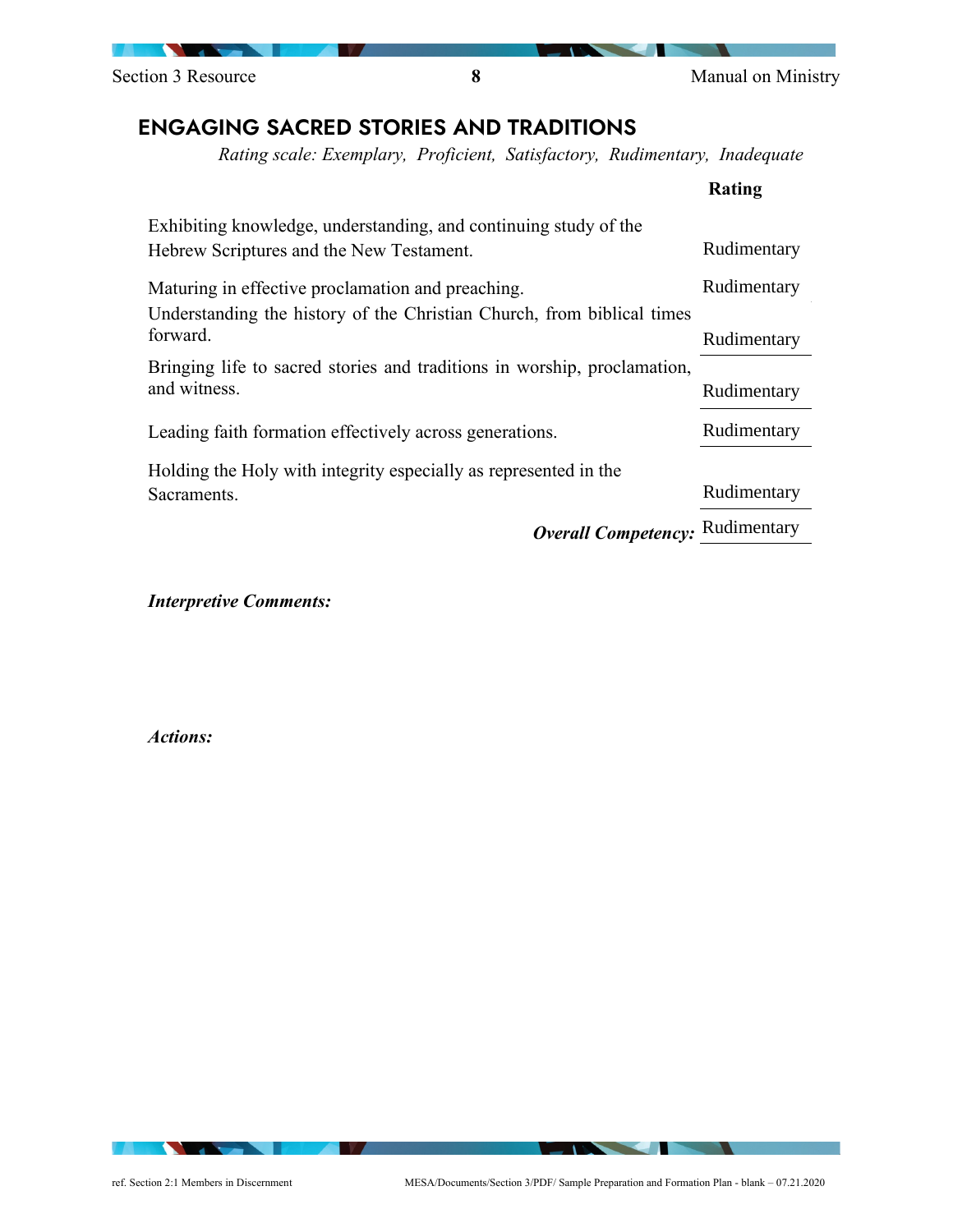## ENGAGING SACRED STORIES AND TRADITIONS

*Rating scale: Exemplary, Proficient, Satisfactory, Rudimentary, Inadequate*

| | Rating |
|---|---|
| Exhibiting knowledge, understanding, and continuing study of the Hebrew Scriptures and the New Testament. | Rudimentary |
| Maturing in effective proclamation and preaching. | Rudimentary |
| Understanding the history of the Christian Church, from biblical times forward. | Rudimentary |
| Bringing life to sacred stories and traditions in worship, proclamation, and witness. | Rudimentary |
| Leading faith formation effectively across generations. | Rudimentary |
| Holding the Holy with integrity especially as represented in the Sacraments. | Rudimentary |
| ***Overall Competency:*** | Rudimentary |

***Interpretive Comments:***

***Actions:***

ref. Section 2:1 Members in Discernment

MESA/Documents/Section 3/PDF/ Sample Preparation and Formation Plan - blank – 07.21.2020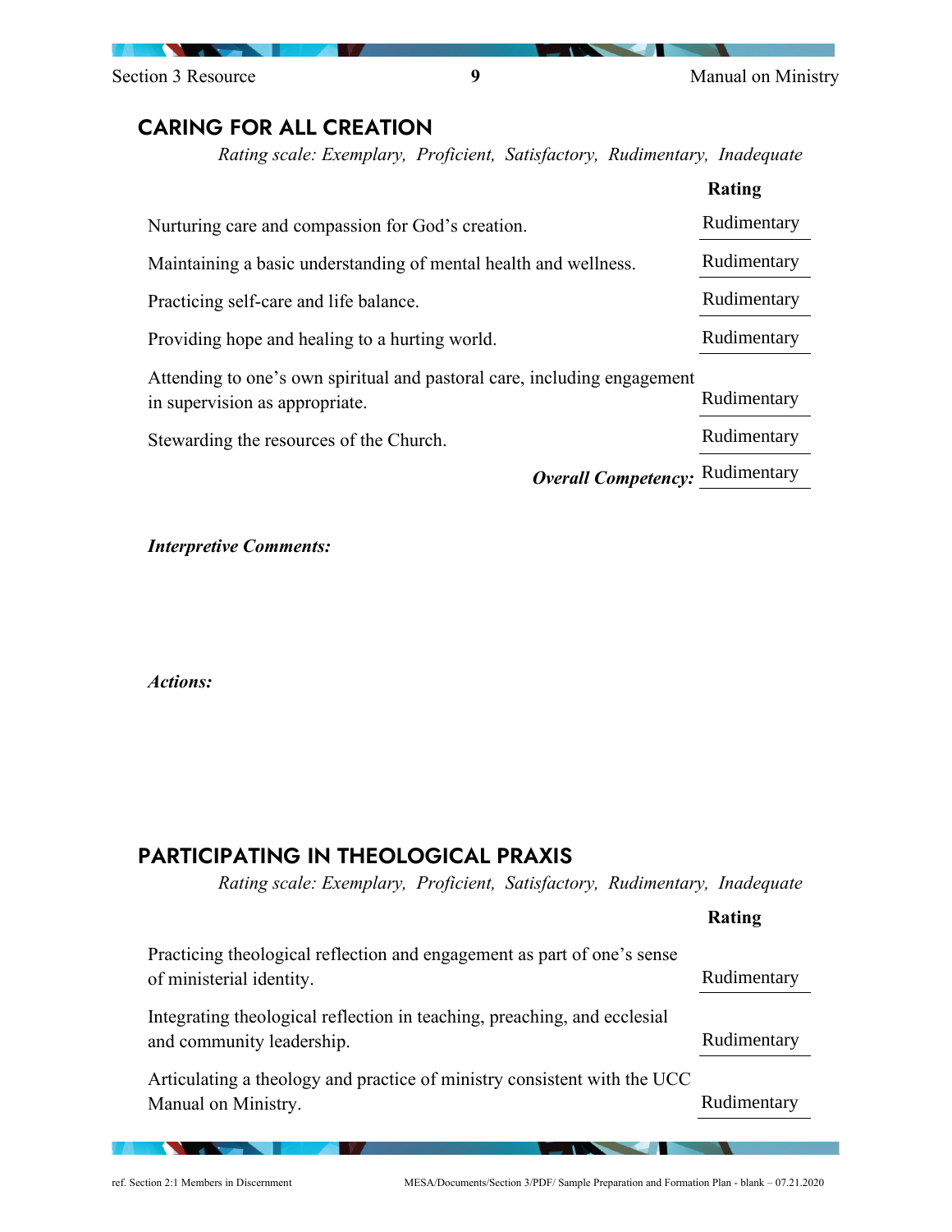## CARING FOR ALL CREATION

*Rating scale: Exemplary, Proficient, Satisfactory, Rudimentary, Inadequate*

| | Rating |
|---|---|
| Nurturing care and compassion for God's creation. | Rudimentary |
| Maintaining a basic understanding of mental health and wellness. | Rudimentary |
| Practicing self-care and life balance. | Rudimentary |
| Providing hope and healing to a hurting world. | Rudimentary |
| Attending to one's own spiritual and pastoral care, including engagement in supervision as appropriate. | Rudimentary |
| Stewarding the resources of the Church. | Rudimentary |
| ***Overall Competency:*** | Rudimentary |

***Interpretive Comments:***

***Actions:***

## PARTICIPATING IN THEOLOGICAL PRAXIS

*Rating scale: Exemplary, Proficient, Satisfactory, Rudimentary, Inadequate*

| | Rating |
|---|---|
| Practicing theological reflection and engagement as part of one's sense of ministerial identity. | Rudimentary |
| Integrating theological reflection in teaching, preaching, and ecclesial and community leadership. | Rudimentary |
| Articulating a theology and practice of ministry consistent with the UCC Manual on Ministry. | Rudimentary |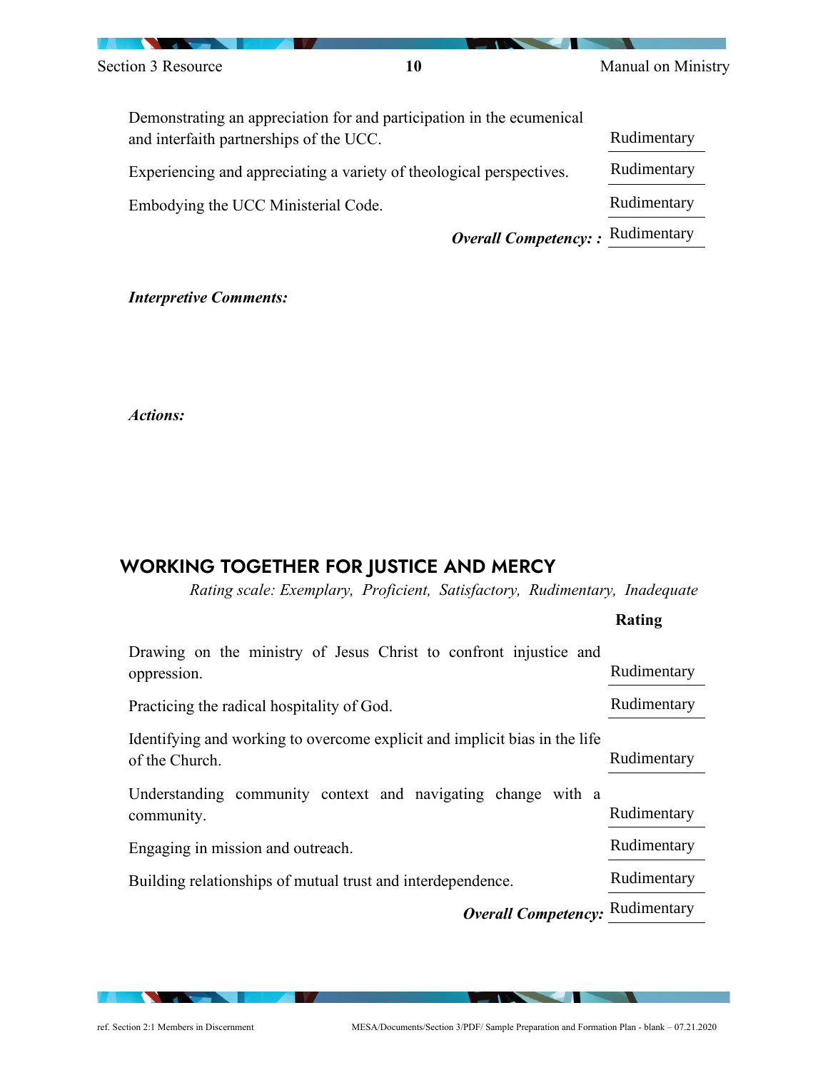| | |
|---|---|
| Demonstrating an appreciation for and participation in the ecumenical and interfaith partnerships of the UCC. | Rudimentary |
| Experiencing and appreciating a variety of theological perspectives. | Rudimentary |
| Embodying the UCC Ministerial Code. | Rudimentary |
| ***Overall Competency: :*** | Rudimentary |

***Interpretive Comments:***

***Actions:***

## WORKING TOGETHER FOR JUSTICE AND MERCY

*Rating scale: Exemplary, Proficient, Satisfactory, Rudimentary, Inadequate*

| | **Rating** |
|---|---|
| Drawing on the ministry of Jesus Christ to confront injustice and oppression. | Rudimentary |
| Practicing the radical hospitality of God. | Rudimentary |
| Identifying and working to overcome explicit and implicit bias in the life of the Church. | Rudimentary |
| Understanding community context and navigating change with a community. | Rudimentary |
| Engaging in mission and outreach. | Rudimentary |
| Building relationships of mutual trust and interdependence. | Rudimentary |
| ***Overall Competency:*** | Rudimentary |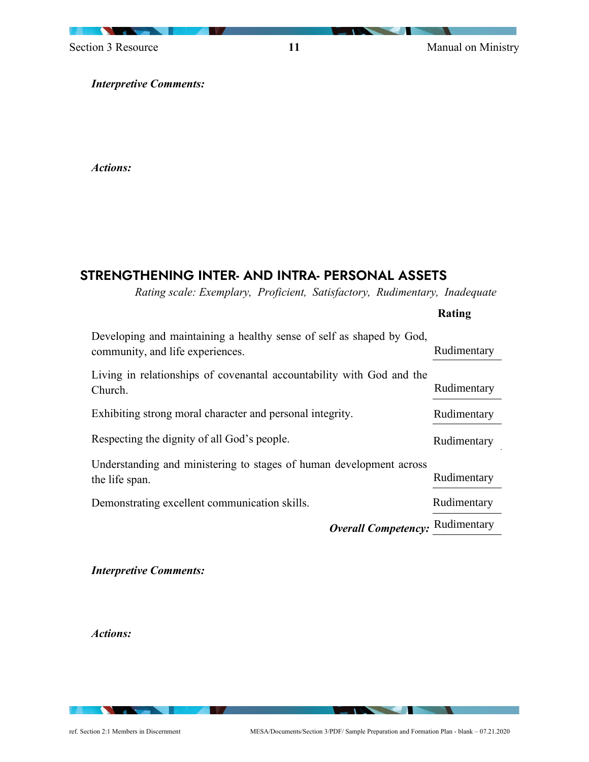***Interpretive Comments:***

***Actions:***

## STRENGTHENING INTER- AND INTRA- PERSONAL ASSETS

*Rating scale: Exemplary, Proficient, Satisfactory, Rudimentary, Inadequate*

| | Rating |
|---|---|
| Developing and maintaining a healthy sense of self as shaped by God, community, and life experiences. | Rudimentary |
| Living in relationships of covenantal accountability with God and the Church. | Rudimentary |
| Exhibiting strong moral character and personal integrity. | Rudimentary |
| Respecting the dignity of all God's people. | Rudimentary |
| Understanding and ministering to stages of human development across the life span. | Rudimentary |
| Demonstrating excellent communication skills. | Rudimentary |
| ***Overall Competency:*** | Rudimentary |

***Interpretive Comments:***

***Actions:***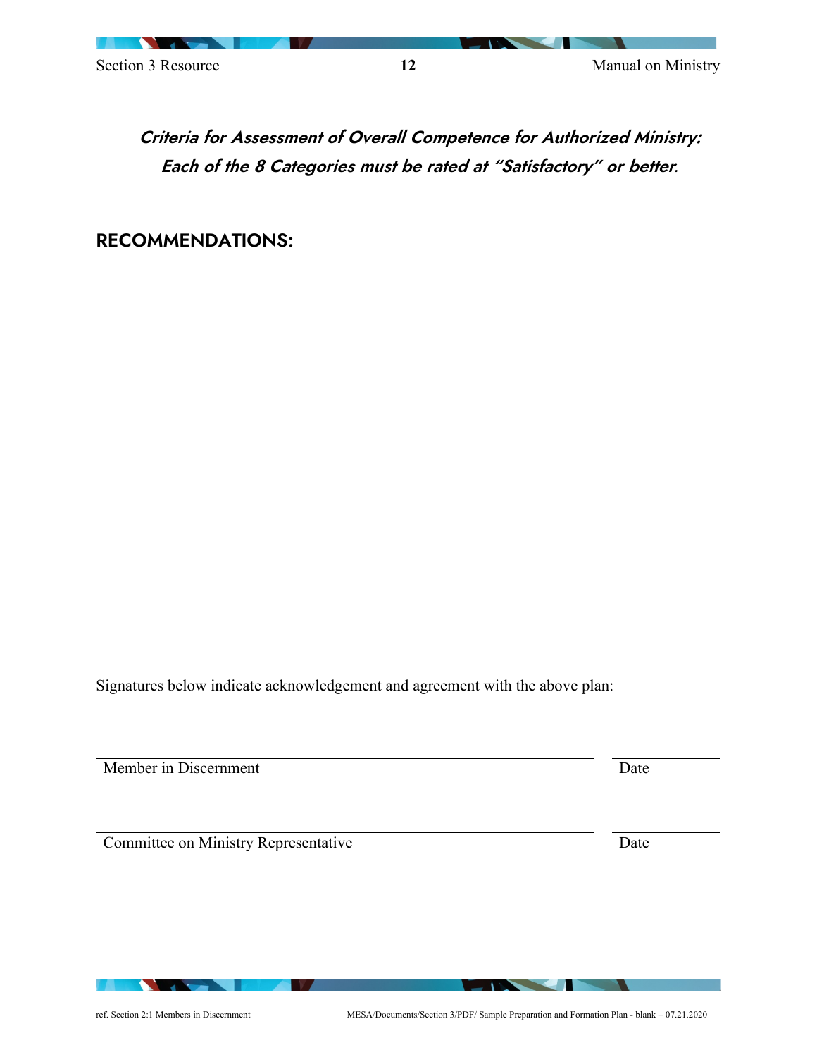***Criteria for Assessment of Overall Competence for Authorized Ministry: Each of the 8 Categories must be rated at "Satisfactory" or better.***

## RECOMMENDATIONS:

Signatures below indicate acknowledgement and agreement with the above plan:

| | |
|---|---|
| Member in Discernment | Date |
| Committee on Ministry Representative | Date |

ref. Section 2:1 Members in Discernment

MESA/Documents/Section 3/PDF/ Sample Preparation and Formation Plan - blank – 07.21.2020